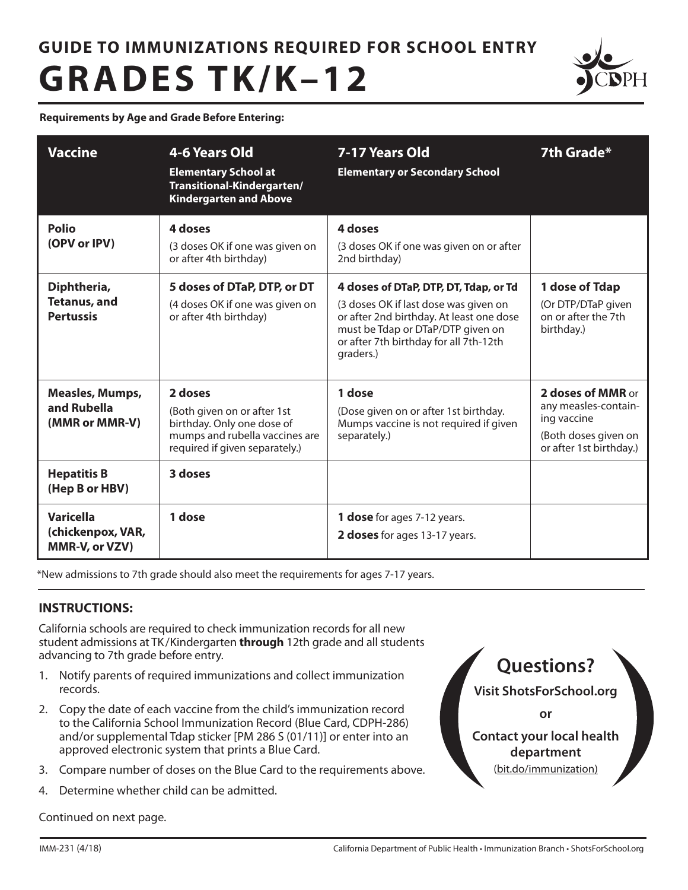# GUIDE TO IMMUNIZATIONS REQUIRED FOR SCHOOL ENTRY

# GRADES TK/K–12

**Requirements by Age and Grade Before Entering:**

| Vaccine | 4-6 Years Old<br>Elementary School at Transitional-Kindergarten/ Kindergarten and Above | 7-17 Years Old<br>Elementary or Secondary School | 7th Grade* |
|---|---|---|---|
| **Polio (OPV or IPV)** | **4 doses**<br>(3 doses OK if one was given on or after 4th birthday) | **4 doses**<br>(3 doses OK if one was given on or after 2nd birthday) | |
| **Diphtheria, Tetanus, and Pertussis** | **5 doses of DTaP, DTP, or DT**<br>(4 doses OK if one was given on or after 4th birthday) | **4 doses of DTaP, DTP, DT, Tdap, or Td**<br>(3 doses OK if last dose was given on or after 2nd birthday. At least one dose must be Tdap or DTaP/DTP given on or after 7th birthday for all 7th-12th graders.) | **1 dose of Tdap**<br>(Or DTP/DTaP given on or after the 7th birthday.) |
| **Measles, Mumps, and Rubella (MMR or MMR-V)** | **2 doses**<br>(Both given on or after 1st birthday. Only one dose of mumps and rubella vaccines are required if given separately.) | **1 dose**<br>(Dose given on or after 1st birthday. Mumps vaccine is not required if given separately.) | **2 doses of MMR** or any measles-containing vaccine<br>(Both doses given on or after 1st birthday.) |
| **Hepatitis B (Hep B or HBV)** | **3 doses** | | |
| **Varicella (chickenpox, VAR, MMR-V, or VZV)** | **1 dose** | **1 dose** for ages 7-12 years.<br>**2 doses** for ages 13-17 years. | |

*New admissions to 7th grade should also meet the requirements for ages 7-17 years.

## INSTRUCTIONS:

California schools are required to check immunization records for all new student admissions at TK/Kindergarten **through** 12th grade and all students advancing to 7th grade before entry.

1. Notify parents of required immunizations and collect immunization records.
2. Copy the date of each vaccine from the child's immunization record to the California School Immunization Record (Blue Card, CDPH-286) and/or supplemental Tdap sticker [PM 286 S (01/11)] or enter into an approved electronic system that prints a Blue Card.
3. Compare number of doses on the Blue Card to the requirements above.
4. Determine whether child can be admitted.

**Questions?**

**Visit ShotsForSchool.org**

**or**

**Contact your local health department**

(bit.do/immunization)

Continued on next page.

IMM-231 (4/18)

California Department of Public Health • Immunization Branch • ShotsForSchool.org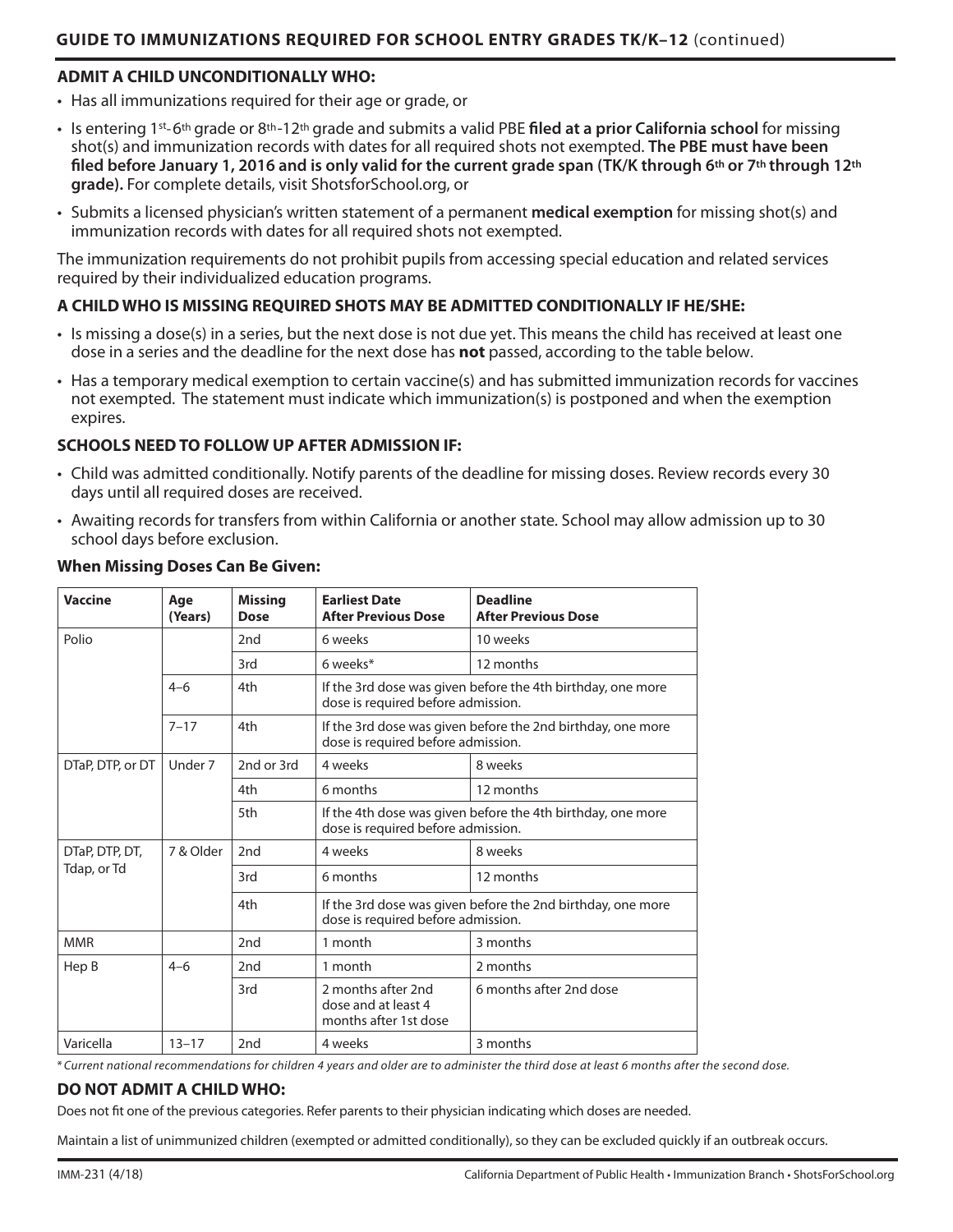## GUIDE TO IMMUNIZATIONS REQUIRED FOR SCHOOL ENTRY GRADES TK/K–12 (continued)

### ADMIT A CHILD UNCONDITIONALLY WHO:

- Has all immunizations required for their age or grade, or
- Is entering 1st-6th grade or 8th-12th grade and submits a valid PBE **filed at a prior California school** for missing shot(s) and immunization records with dates for all required shots not exempted. **The PBE must have been filed before January 1, 2016 and is only valid for the current grade span (TK/K through 6th or 7th through 12th grade).** For complete details, visit ShotsforSchool.org, or
- Submits a licensed physician's written statement of a permanent **medical exemption** for missing shot(s) and immunization records with dates for all required shots not exempted.

The immunization requirements do not prohibit pupils from accessing special education and related services required by their individualized education programs.

### A CHILD WHO IS MISSING REQUIRED SHOTS MAY BE ADMITTED CONDITIONALLY IF HE/SHE:

- Is missing a dose(s) in a series, but the next dose is not due yet. This means the child has received at least one dose in a series and the deadline for the next dose has **not** passed, according to the table below.
- Has a temporary medical exemption to certain vaccine(s) and has submitted immunization records for vaccines not exempted. The statement must indicate which immunization(s) is postponed and when the exemption expires.

### SCHOOLS NEED TO FOLLOW UP AFTER ADMISSION IF:

- Child was admitted conditionally. Notify parents of the deadline for missing doses. Review records every 30 days until all required doses are received.
- Awaiting records for transfers from within California or another state. School may allow admission up to 30 school days before exclusion.

**When Missing Doses Can Be Given:**

| Vaccine | Age (Years) | Missing Dose | Earliest Date After Previous Dose | Deadline After Previous Dose |
|---|---|---|---|---|
| Polio | | 2nd | 6 weeks | 10 weeks |
| | | 3rd | 6 weeks* | 12 months |
| | 4–6 | 4th | If the 3rd dose was given before the 4th birthday, one more dose is required before admission. | |
| | 7–17 | 4th | If the 3rd dose was given before the 2nd birthday, one more dose is required before admission. | |
| DTaP, DTP, or DT | Under 7 | 2nd or 3rd | 4 weeks | 8 weeks |
| | | 4th | 6 months | 12 months |
| | | 5th | If the 4th dose was given before the 4th birthday, one more dose is required before admission. | |
| DTaP, DTP, DT, Tdap, or Td | 7 & Older | 2nd | 4 weeks | 8 weeks |
| | | 3rd | 6 months | 12 months |
| | | 4th | If the 3rd dose was given before the 2nd birthday, one more dose is required before admission. | |
| MMR | | 2nd | 1 month | 3 months |
| Hep B | 4–6 | 2nd | 1 month | 2 months |
| | | 3rd | 2 months after 2nd dose and at least 4 months after 1st dose | 6 months after 2nd dose |
| Varicella | 13–17 | 2nd | 4 weeks | 3 months |

*\* Current national recommendations for children 4 years and older are to administer the third dose at least 6 months after the second dose.*

### DO NOT ADMIT A CHILD WHO:

Does not fit one of the previous categories. Refer parents to their physician indicating which doses are needed.

Maintain a list of unimmunized children (exempted or admitted conditionally), so they can be excluded quickly if an outbreak occurs.

IMM-231 (4/18) California Department of Public Health • Immunization Branch • ShotsForSchool.org